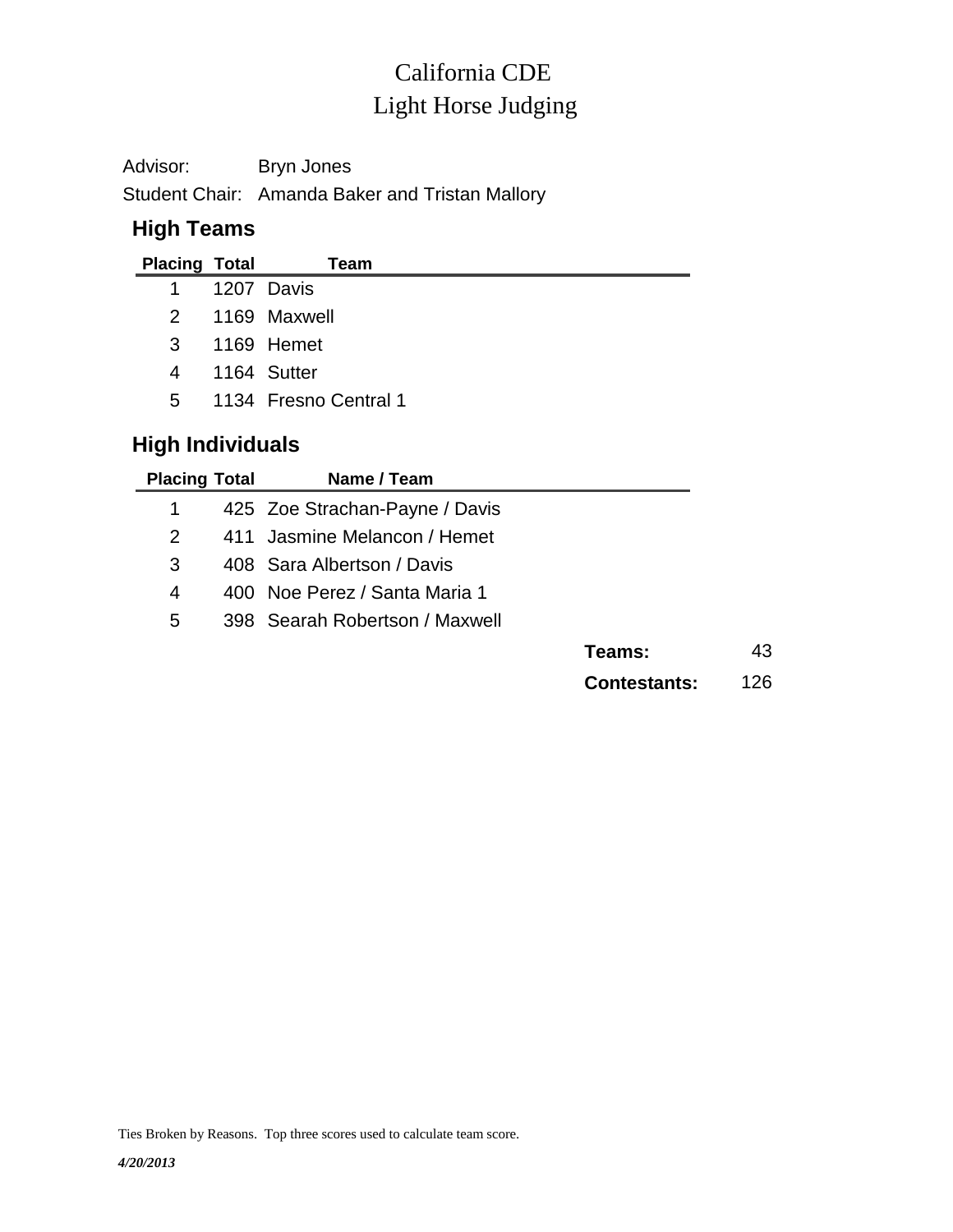# California CDE
# Light Horse Judging

Advisor: Bryn Jones

Student Chair: Amanda Baker and Tristan Mallory

## High Teams

| Placing | Total | Team |
|---|---|---|
| 1 | 1207 | Davis |
| 2 | 1169 | Maxwell |
| 3 | 1169 | Hemet |
| 4 | 1164 | Sutter |
| 5 | 1134 | Fresno Central 1 |

## High Individuals

| Placing | Total | Name / Team |
|---|---|---|
| 1 | 425 | Zoe Strachan-Payne / Davis |
| 2 | 411 | Jasmine Melancon / Hemet |
| 3 | 408 | Sara Albertson / Davis |
| 4 | 400 | Noe Perez / Santa Maria 1 |
| 5 | 398 | Searah Robertson / Maxwell |

**Teams:** 43

**Contestants:** 126

Ties Broken by Reasons. Top three scores used to calculate team score.

***4/20/2013***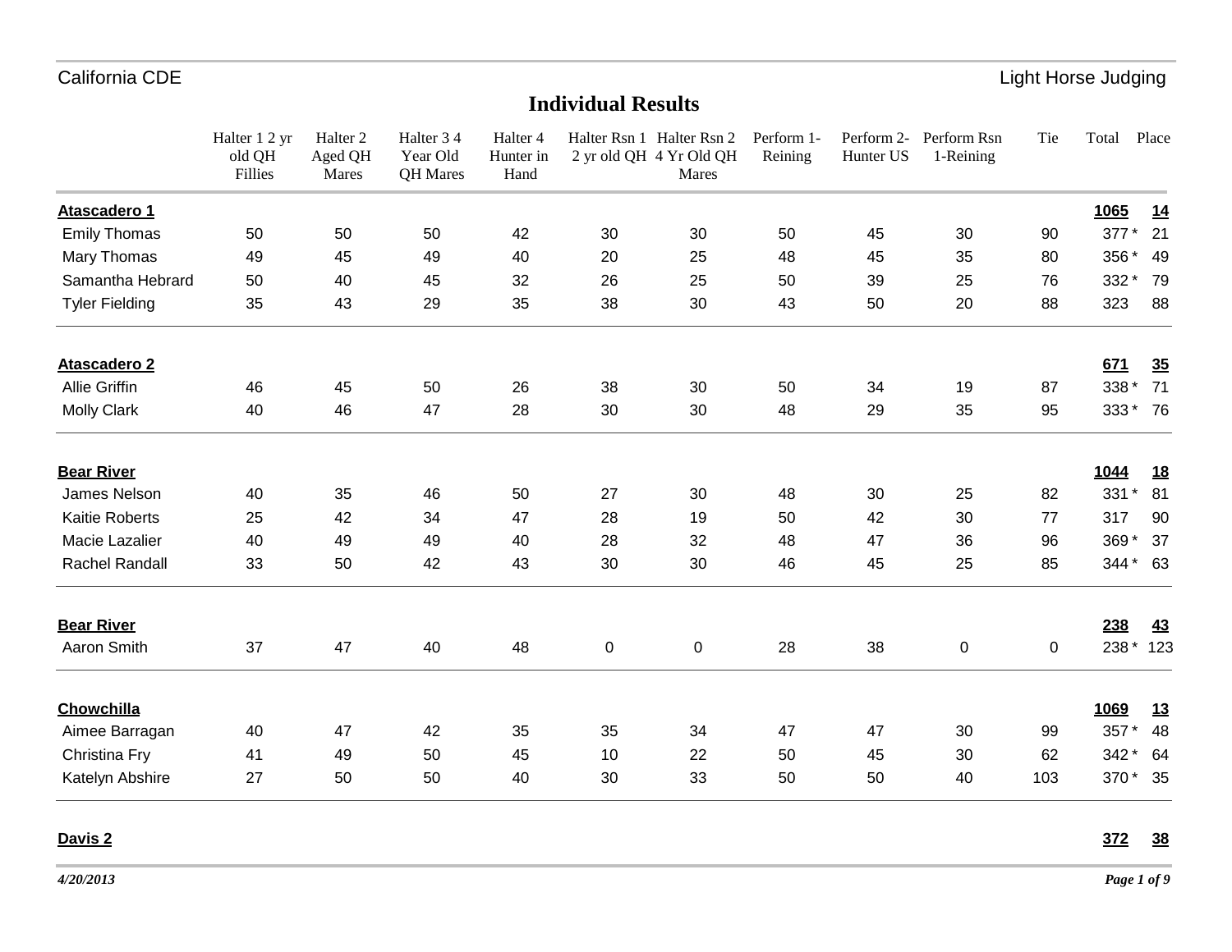California CDE — Light Horse Judging

## Individual Results

| | Halter 1 2 yr old QH Fillies | Halter 2 Aged QH Mares | Halter 3 4 Year Old QH Mares | Halter 4 Hunter in Hand | Halter Rsn 1 2 yr old QH | Halter Rsn 2 4 Yr Old QH Mares | Perform 1- Reining | Perform 2- Hunter US | Perform Rsn 1-Reining | Tie | Total | Place |
|---|---|---|---|---|---|---|---|---|---|---|---|---|
| **Atascadero 1** | | | | | | | | | | | **1065** | **14** |
| Emily Thomas | 50 | 50 | 50 | 42 | 30 | 30 | 50 | 45 | 30 | 90 | 377 * | 21 |
| Mary Thomas | 49 | 45 | 49 | 40 | 20 | 25 | 48 | 45 | 35 | 80 | 356 * | 49 |
| Samantha Hebrard | 50 | 40 | 45 | 32 | 26 | 25 | 50 | 39 | 25 | 76 | 332 * | 79 |
| Tyler Fielding | 35 | 43 | 29 | 35 | 38 | 30 | 43 | 50 | 20 | 88 | 323 | 88 |
| **Atascadero 2** | | | | | | | | | | | **671** | **35** |
| Allie Griffin | 46 | 45 | 50 | 26 | 38 | 30 | 50 | 34 | 19 | 87 | 338 * | 71 |
| Molly Clark | 40 | 46 | 47 | 28 | 30 | 30 | 48 | 29 | 35 | 95 | 333 * | 76 |
| **Bear River** | | | | | | | | | | | **1044** | **18** |
| James Nelson | 40 | 35 | 46 | 50 | 27 | 30 | 48 | 30 | 25 | 82 | 331 * | 81 |
| Kaitie Roberts | 25 | 42 | 34 | 47 | 28 | 19 | 50 | 42 | 30 | 77 | 317 | 90 |
| Macie Lazalier | 40 | 49 | 49 | 40 | 28 | 32 | 48 | 47 | 36 | 96 | 369 * | 37 |
| Rachel Randall | 33 | 50 | 42 | 43 | 30 | 30 | 46 | 45 | 25 | 85 | 344 * | 63 |
| **Bear River** | | | | | | | | | | | **238** | **43** |
| Aaron Smith | 37 | 47 | 40 | 48 | 0 | 0 | 28 | 38 | 0 | 0 | 238 * | 123 |
| **Chowchilla** | | | | | | | | | | | **1069** | **13** |
| Aimee Barragan | 40 | 47 | 42 | 35 | 35 | 34 | 47 | 47 | 30 | 99 | 357 * | 48 |
| Christina Fry | 41 | 49 | 50 | 45 | 10 | 22 | 50 | 45 | 30 | 62 | 342 * | 64 |
| Katelyn Abshire | 27 | 50 | 50 | 40 | 30 | 33 | 50 | 50 | 40 | 103 | 370 * | 35 |
| **Davis 2** | | | | | | | | | | | **372** | **38** |

*4/20/2013*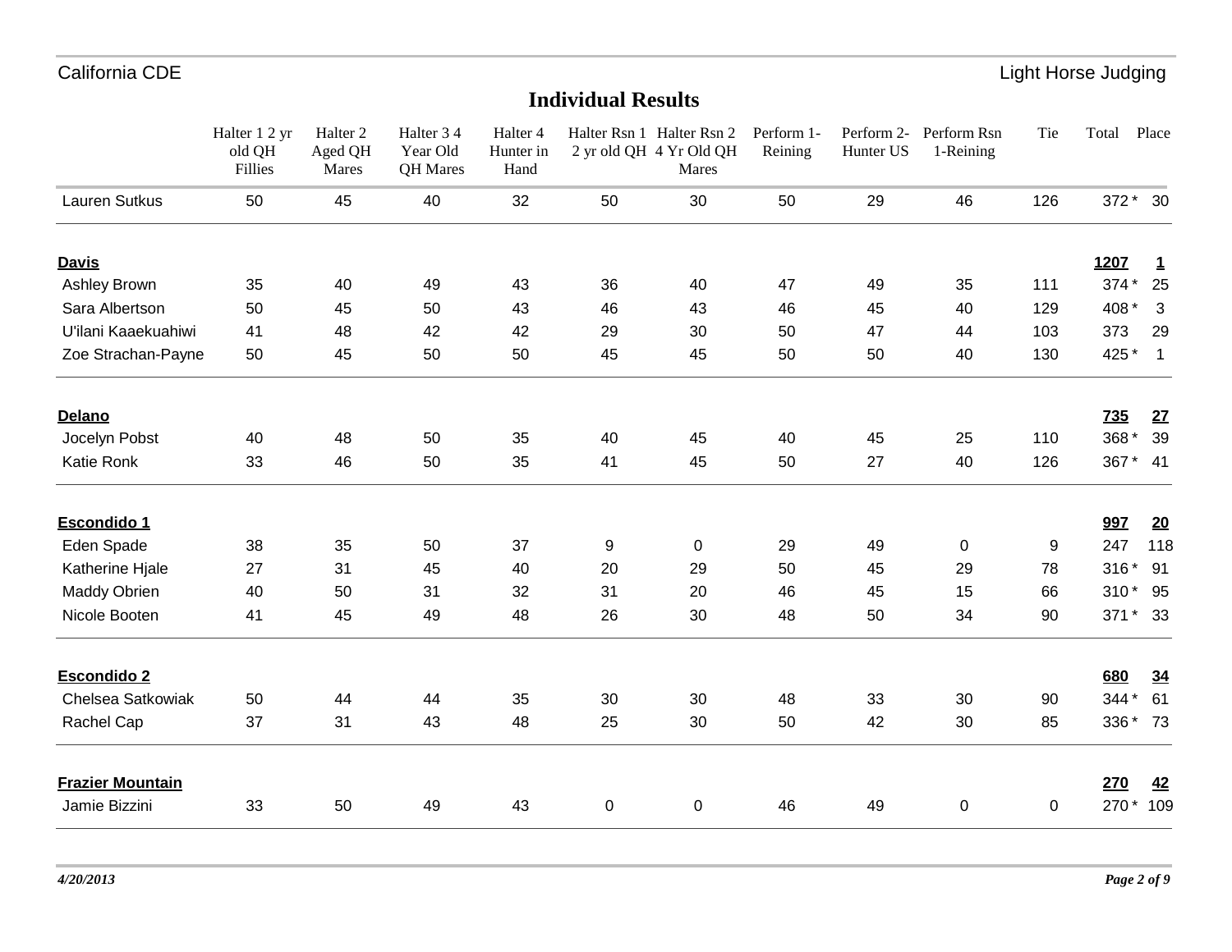# Individual Results

| | Halter 1 2 yr old QH Fillies | Halter 2 Aged QH Mares | Halter 3 4 Year Old QH Mares | Halter 4 Hunter in Hand | Halter Rsn 1 2 yr old QH | Halter Rsn 2 4 Yr Old QH Mares | Perform 1-Reining | Perform 2-Hunter US | Perform Rsn 1-Reining | Tie | Total | Place |
|---|---|---|---|---|---|---|---|---|---|---|---|---|
| Lauren Sutkus | 50 | 45 | 40 | 32 | 50 | 30 | 50 | 29 | 46 | 126 | 372 * | 30 |
| **Davis** | | | | | | | | | | | **1207** | **1** |
| Ashley Brown | 35 | 40 | 49 | 43 | 36 | 40 | 47 | 49 | 35 | 111 | 374 * | 25 |
| Sara Albertson | 50 | 45 | 50 | 43 | 46 | 43 | 46 | 45 | 40 | 129 | 408 * | 3 |
| U'ilani Kaaekuahiwi | 41 | 48 | 42 | 42 | 29 | 30 | 50 | 47 | 44 | 103 | 373 | 29 |
| Zoe Strachan-Payne | 50 | 45 | 50 | 50 | 45 | 45 | 50 | 50 | 40 | 130 | 425 * | 1 |
| **Delano** | | | | | | | | | | | **735** | **27** |
| Jocelyn Pobst | 40 | 48 | 50 | 35 | 40 | 45 | 40 | 45 | 25 | 110 | 368 * | 39 |
| Katie Ronk | 33 | 46 | 50 | 35 | 41 | 45 | 50 | 27 | 40 | 126 | 367 * | 41 |
| **Escondido 1** | | | | | | | | | | | **997** | **20** |
| Eden Spade | 38 | 35 | 50 | 37 | 9 | 0 | 29 | 49 | 0 | 9 | 247 | 118 |
| Katherine Hjale | 27 | 31 | 45 | 40 | 20 | 29 | 50 | 45 | 29 | 78 | 316 * | 91 |
| Maddy Obrien | 40 | 50 | 31 | 32 | 31 | 20 | 46 | 45 | 15 | 66 | 310 * | 95 |
| Nicole Booten | 41 | 45 | 49 | 48 | 26 | 30 | 48 | 50 | 34 | 90 | 371 * | 33 |
| **Escondido 2** | | | | | | | | | | | **680** | **34** |
| Chelsea Satkowiak | 50 | 44 | 44 | 35 | 30 | 30 | 48 | 33 | 30 | 90 | 344 * | 61 |
| Rachel Cap | 37 | 31 | 43 | 48 | 25 | 30 | 50 | 42 | 30 | 85 | 336 * | 73 |
| **Frazier Mountain** | | | | | | | | | | | **270** | **42** |
| Jamie Bizzini | 33 | 50 | 49 | 43 | 0 | 0 | 46 | 49 | 0 | 0 | 270 * | 109 |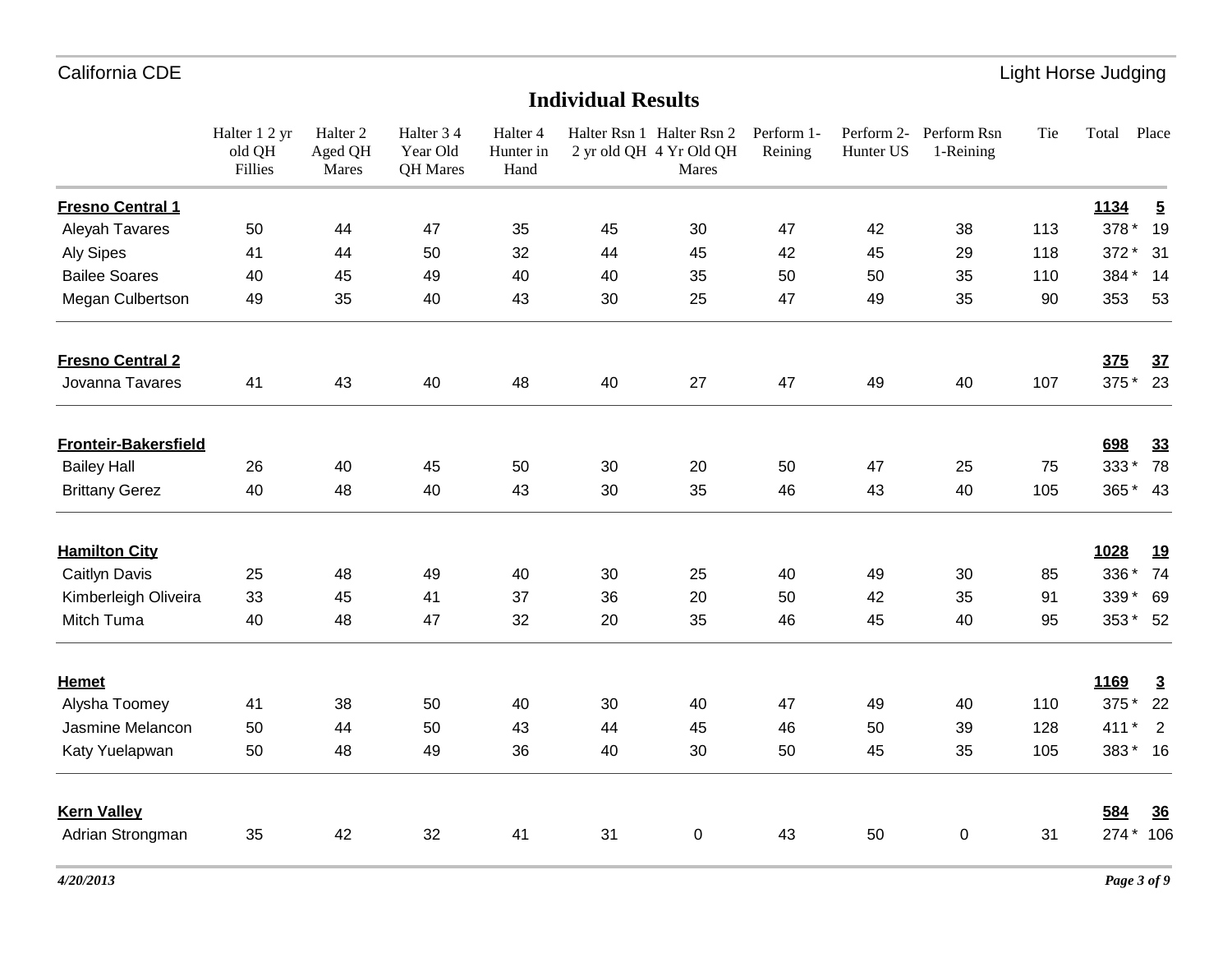California CDE Light Horse Judging

## Individual Results

| | Halter 1 2 yr old QH Fillies | Halter 2 Aged QH Mares | Halter 3 4 Year Old QH Mares | Halter 4 Hunter in Hand | Halter Rsn 1 2 yr old QH | Halter Rsn 2 4 Yr Old QH Mares | Perform 1- Reining | Perform 2- Hunter US | Perform Rsn 1-Reining | Tie | Total | Place |
|---|---|---|---|---|---|---|---|---|---|---|---|---|
| **Fresno Central 1** | | | | | | | | | | | **1134** | **5** |
| Aleyah Tavares | 50 | 44 | 47 | 35 | 45 | 30 | 47 | 42 | 38 | 113 | 378 * | 19 |
| Aly Sipes | 41 | 44 | 50 | 32 | 44 | 45 | 42 | 45 | 29 | 118 | 372 * | 31 |
| Bailee Soares | 40 | 45 | 49 | 40 | 40 | 35 | 50 | 50 | 35 | 110 | 384 * | 14 |
| Megan Culbertson | 49 | 35 | 40 | 43 | 30 | 25 | 47 | 49 | 35 | 90 | 353 | 53 |
| **Fresno Central 2** | | | | | | | | | | | **375** | **37** |
| Jovanna Tavares | 41 | 43 | 40 | 48 | 40 | 27 | 47 | 49 | 40 | 107 | 375 * | 23 |
| **Fronteir-Bakersfield** | | | | | | | | | | | **698** | **33** |
| Bailey Hall | 26 | 40 | 45 | 50 | 30 | 20 | 50 | 47 | 25 | 75 | 333 * | 78 |
| Brittany Gerez | 40 | 48 | 40 | 43 | 30 | 35 | 46 | 43 | 40 | 105 | 365 * | 43 |
| **Hamilton City** | | | | | | | | | | | **1028** | **19** |
| Caitlyn Davis | 25 | 48 | 49 | 40 | 30 | 25 | 40 | 49 | 30 | 85 | 336 * | 74 |
| Kimberleigh Oliveira | 33 | 45 | 41 | 37 | 36 | 20 | 50 | 42 | 35 | 91 | 339 * | 69 |
| Mitch Tuma | 40 | 48 | 47 | 32 | 20 | 35 | 46 | 45 | 40 | 95 | 353 * | 52 |
| **Hemet** | | | | | | | | | | | **1169** | **3** |
| Alysha Toomey | 41 | 38 | 50 | 40 | 30 | 40 | 47 | 49 | 40 | 110 | 375 * | 22 |
| Jasmine Melancon | 50 | 44 | 50 | 43 | 44 | 45 | 46 | 50 | 39 | 128 | 411 * | 2 |
| Katy Yuelapwan | 50 | 48 | 49 | 36 | 40 | 30 | 50 | 45 | 35 | 105 | 383 * | 16 |
| **Kern Valley** | | | | | | | | | | | **584** | **36** |
| Adrian Strongman | 35 | 42 | 32 | 41 | 31 | 0 | 43 | 50 | 0 | 31 | 274 * | 106 |

*4/20/2013*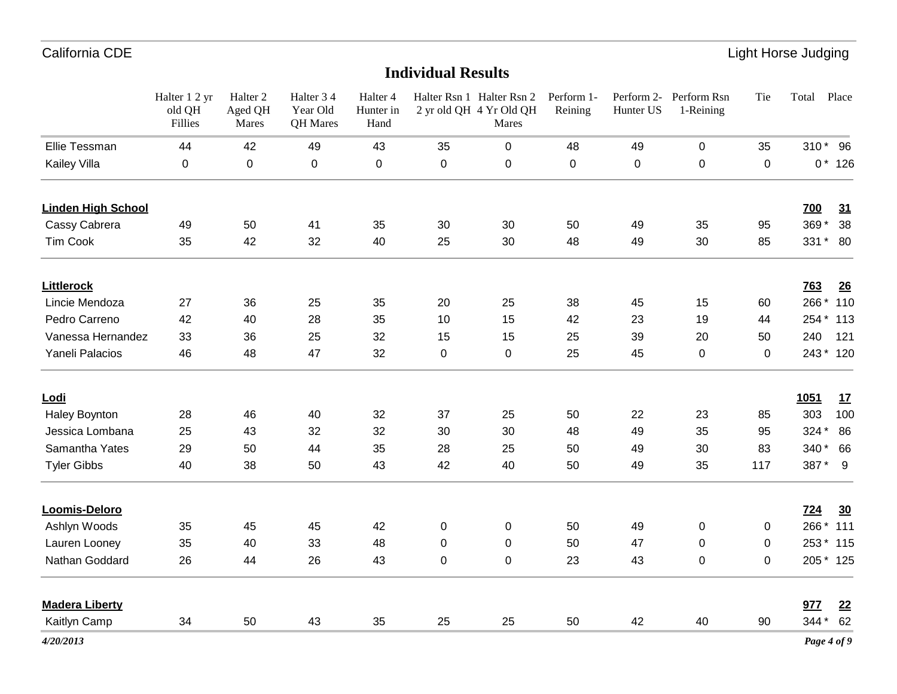## Individual Results

| | Halter 1 2 yr old QH Fillies | Halter 2 Aged QH Mares | Halter 3 4 Year Old QH Mares | Halter 4 Hunter in Hand | Halter Rsn 1 2 yr old QH | Halter Rsn 2 4 Yr Old QH Mares | Perform 1-Reining | Perform 2-Hunter US | Perform Rsn 1-Reining | Tie | Total | Place |
|---|---|---|---|---|---|---|---|---|---|---|---|---|
| Ellie Tessman | 44 | 42 | 49 | 43 | 35 | 0 | 48 | 49 | 0 | 35 | 310 * | 96 |
| Kailey Villa | 0 | 0 | 0 | 0 | 0 | 0 | 0 | 0 | 0 | 0 | 0 * | 126 |
| **Linden High School** | | | | | | | | | | | **700** | **31** |
| Cassy Cabrera | 49 | 50 | 41 | 35 | 30 | 30 | 50 | 49 | 35 | 95 | 369 * | 38 |
| Tim Cook | 35 | 42 | 32 | 40 | 25 | 30 | 48 | 49 | 30 | 85 | 331 * | 80 |
| **Littlerock** | | | | | | | | | | | **763** | **26** |
| Lincie Mendoza | 27 | 36 | 25 | 35 | 20 | 25 | 38 | 45 | 15 | 60 | 266 * | 110 |
| Pedro Carreno | 42 | 40 | 28 | 35 | 10 | 15 | 42 | 23 | 19 | 44 | 254 * | 113 |
| Vanessa Hernandez | 33 | 36 | 25 | 32 | 15 | 15 | 25 | 39 | 20 | 50 | 240 | 121 |
| Yaneli Palacios | 46 | 48 | 47 | 32 | 0 | 0 | 25 | 45 | 0 | 0 | 243 * | 120 |
| **Lodi** | | | | | | | | | | | **1051** | **17** |
| Haley Boynton | 28 | 46 | 40 | 32 | 37 | 25 | 50 | 22 | 23 | 85 | 303 | 100 |
| Jessica Lombana | 25 | 43 | 32 | 32 | 30 | 30 | 48 | 49 | 35 | 95 | 324 * | 86 |
| Samantha Yates | 29 | 50 | 44 | 35 | 28 | 25 | 50 | 49 | 30 | 83 | 340 * | 66 |
| Tyler Gibbs | 40 | 38 | 50 | 43 | 42 | 40 | 50 | 49 | 35 | 117 | 387 * | 9 |
| **Loomis-Deloro** | | | | | | | | | | | **724** | **30** |
| Ashlyn Woods | 35 | 45 | 45 | 42 | 0 | 0 | 50 | 49 | 0 | 0 | 266 * | 111 |
| Lauren Looney | 35 | 40 | 33 | 48 | 0 | 0 | 50 | 47 | 0 | 0 | 253 * | 115 |
| Nathan Goddard | 26 | 44 | 26 | 43 | 0 | 0 | 23 | 43 | 0 | 0 | 205 * | 125 |
| **Madera Liberty** | | | | | | | | | | | **977** | **22** |
| Kaitlyn Camp | 34 | 50 | 43 | 35 | 25 | 25 | 50 | 42 | 40 | 90 | 344 * | 62 |

*4/20/2013*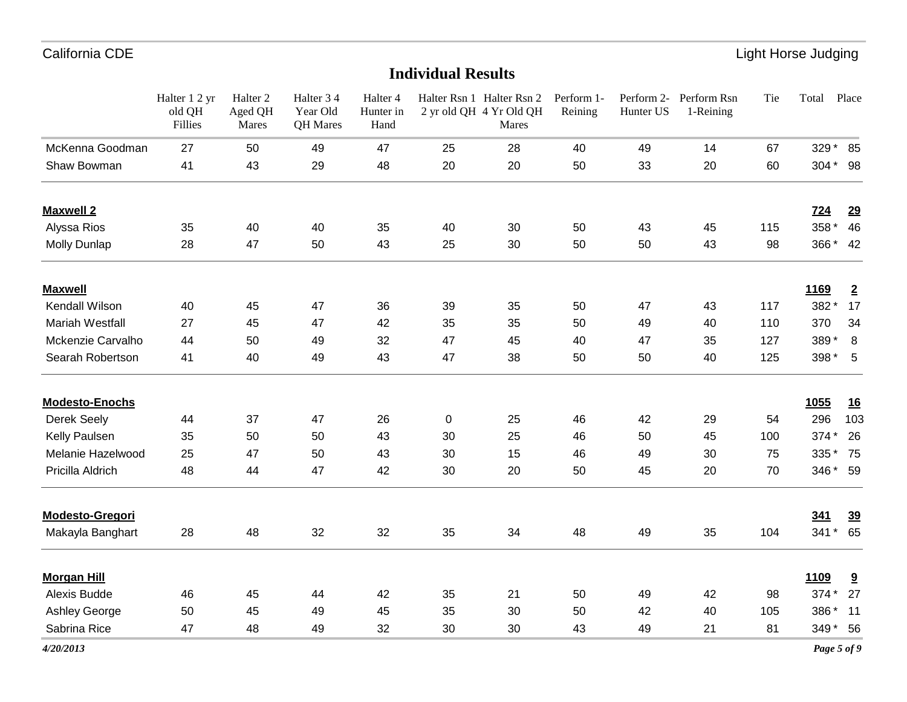## Individual Results

| | Halter 1 2 yr old QH Fillies | Halter 2 Aged QH Mares | Halter 3 4 Year Old QH Mares | Halter 4 Hunter in Hand | Halter Rsn 1 2 yr old QH | Halter Rsn 2 4 Yr Old QH Mares | Perform 1-Reining | Perform 2-Hunter US | Perform Rsn 1-Reining | Tie | Total | Place |
|---|---|---|---|---|---|---|---|---|---|---|---|---|
| McKenna Goodman | 27 | 50 | 49 | 47 | 25 | 28 | 40 | 49 | 14 | 67 | 329 * | 85 |
| Shaw Bowman | 41 | 43 | 29 | 48 | 20 | 20 | 50 | 33 | 20 | 60 | 304 * | 98 |
| **Maxwell 2** | | | | | | | | | | | **724** | **29** |
| Alyssa Rios | 35 | 40 | 40 | 35 | 40 | 30 | 50 | 43 | 45 | 115 | 358 * | 46 |
| Molly Dunlap | 28 | 47 | 50 | 43 | 25 | 30 | 50 | 50 | 43 | 98 | 366 * | 42 |
| **Maxwell** | | | | | | | | | | | **1169** | **2** |
| Kendall Wilson | 40 | 45 | 47 | 36 | 39 | 35 | 50 | 47 | 43 | 117 | 382 * | 17 |
| Mariah Westfall | 27 | 45 | 47 | 42 | 35 | 35 | 50 | 49 | 40 | 110 | 370 | 34 |
| Mckenzie Carvalho | 44 | 50 | 49 | 32 | 47 | 45 | 40 | 47 | 35 | 127 | 389 * | 8 |
| Searah Robertson | 41 | 40 | 49 | 43 | 47 | 38 | 50 | 50 | 40 | 125 | 398 * | 5 |
| **Modesto-Enochs** | | | | | | | | | | | **1055** | **16** |
| Derek Seely | 44 | 37 | 47 | 26 | 0 | 25 | 46 | 42 | 29 | 54 | 296 | 103 |
| Kelly Paulsen | 35 | 50 | 50 | 43 | 30 | 25 | 46 | 50 | 45 | 100 | 374 * | 26 |
| Melanie Hazelwood | 25 | 47 | 50 | 43 | 30 | 15 | 46 | 49 | 30 | 75 | 335 * | 75 |
| Pricilla Aldrich | 48 | 44 | 47 | 42 | 30 | 20 | 50 | 45 | 20 | 70 | 346 * | 59 |
| **Modesto-Gregori** | | | | | | | | | | | **341** | **39** |
| Makayla Banghart | 28 | 48 | 32 | 32 | 35 | 34 | 48 | 49 | 35 | 104 | 341 * | 65 |
| **Morgan Hill** | | | | | | | | | | | **1109** | **9** |
| Alexis Budde | 46 | 45 | 44 | 42 | 35 | 21 | 50 | 49 | 42 | 98 | 374 * | 27 |
| Ashley George | 50 | 45 | 49 | 45 | 35 | 30 | 50 | 42 | 40 | 105 | 386 * | 11 |
| Sabrina Rice | 47 | 48 | 49 | 32 | 30 | 30 | 43 | 49 | 21 | 81 | 349 * | 56 |

*4/20/2013*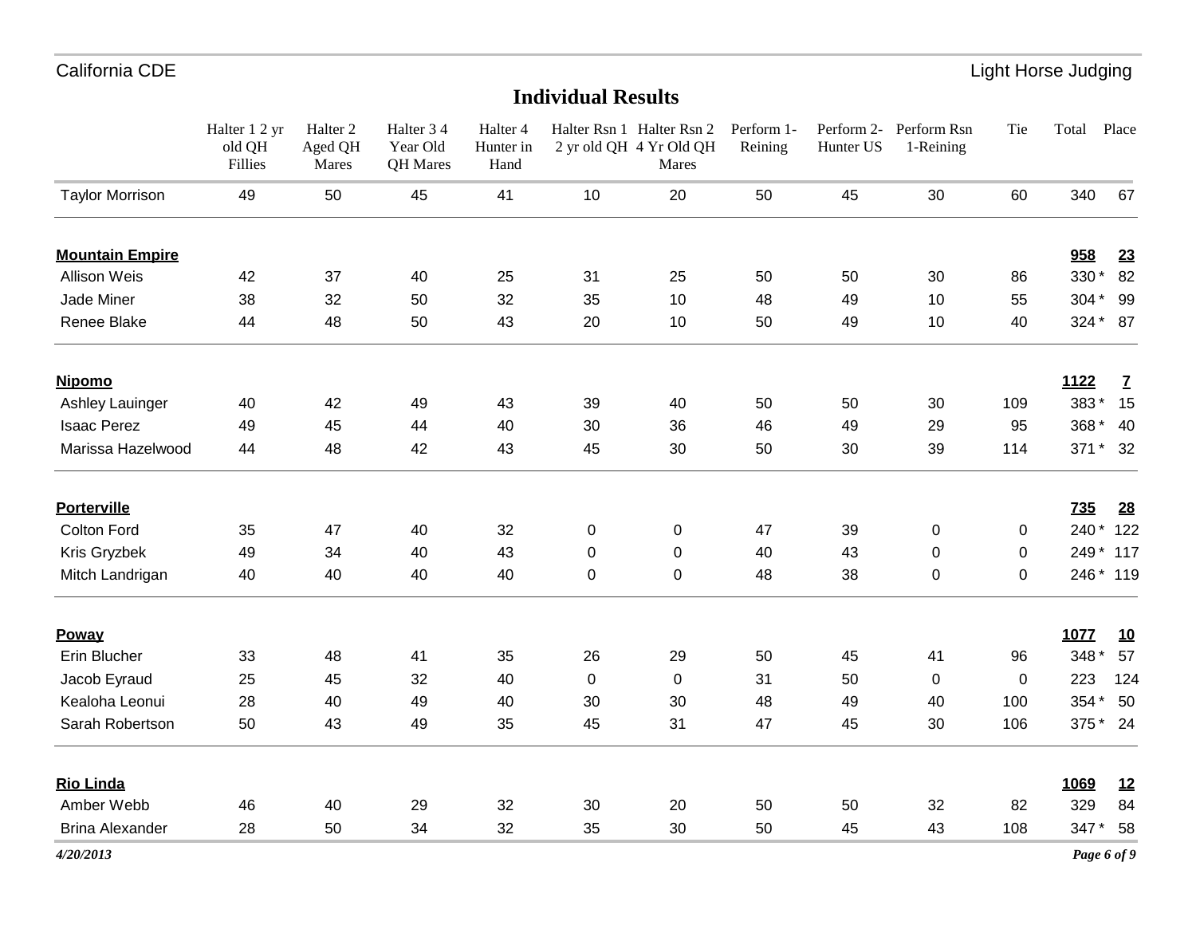## Individual Results

| | Halter 1 2 yr old QH Fillies | Halter 2 Aged QH Mares | Halter 3 4 Year Old QH Mares | Halter 4 Hunter in Hand | Halter Rsn 1 2 yr old QH | Halter Rsn 2 4 Yr Old QH Mares | Perform 1- Reining | Perform 2- Hunter US | Perform Rsn 1-Reining | Tie | Total | Place |
|---|---|---|---|---|---|---|---|---|---|---|---|---|
| Taylor Morrison | 49 | 50 | 45 | 41 | 10 | 20 | 50 | 45 | 30 | 60 | 340 | 67 |
| **Mountain Empire** | | | | | | | | | | | **958** | **23** |
| Allison Weis | 42 | 37 | 40 | 25 | 31 | 25 | 50 | 50 | 30 | 86 | 330 * | 82 |
| Jade Miner | 38 | 32 | 50 | 32 | 35 | 10 | 48 | 49 | 10 | 55 | 304 * | 99 |
| Renee Blake | 44 | 48 | 50 | 43 | 20 | 10 | 50 | 49 | 10 | 40 | 324 * | 87 |
| **Nipomo** | | | | | | | | | | | **1122** | **7** |
| Ashley Lauinger | 40 | 42 | 49 | 43 | 39 | 40 | 50 | 50 | 30 | 109 | 383 * | 15 |
| Isaac Perez | 49 | 45 | 44 | 40 | 30 | 36 | 46 | 49 | 29 | 95 | 368 * | 40 |
| Marissa Hazelwood | 44 | 48 | 42 | 43 | 45 | 30 | 50 | 30 | 39 | 114 | 371 * | 32 |
| **Porterville** | | | | | | | | | | | **735** | **28** |
| Colton Ford | 35 | 47 | 40 | 32 | 0 | 0 | 47 | 39 | 0 | 0 | 240 * | 122 |
| Kris Gryzbek | 49 | 34 | 40 | 43 | 0 | 0 | 40 | 43 | 0 | 0 | 249 * | 117 |
| Mitch Landrigan | 40 | 40 | 40 | 40 | 0 | 0 | 48 | 38 | 0 | 0 | 246 * | 119 |
| **Poway** | | | | | | | | | | | **1077** | **10** |
| Erin Blucher | 33 | 48 | 41 | 35 | 26 | 29 | 50 | 45 | 41 | 96 | 348 * | 57 |
| Jacob Eyraud | 25 | 45 | 32 | 40 | 0 | 0 | 31 | 50 | 0 | 0 | 223 | 124 |
| Kealoha Leonui | 28 | 40 | 49 | 40 | 30 | 30 | 48 | 49 | 40 | 100 | 354 * | 50 |
| Sarah Robertson | 50 | 43 | 49 | 35 | 45 | 31 | 47 | 45 | 30 | 106 | 375 * | 24 |
| **Rio Linda** | | | | | | | | | | | **1069** | **12** |
| Amber Webb | 46 | 40 | 29 | 32 | 30 | 20 | 50 | 50 | 32 | 82 | 329 | 84 |
| Brina Alexander | 28 | 50 | 34 | 32 | 35 | 30 | 50 | 45 | 43 | 108 | 347 * | 58 |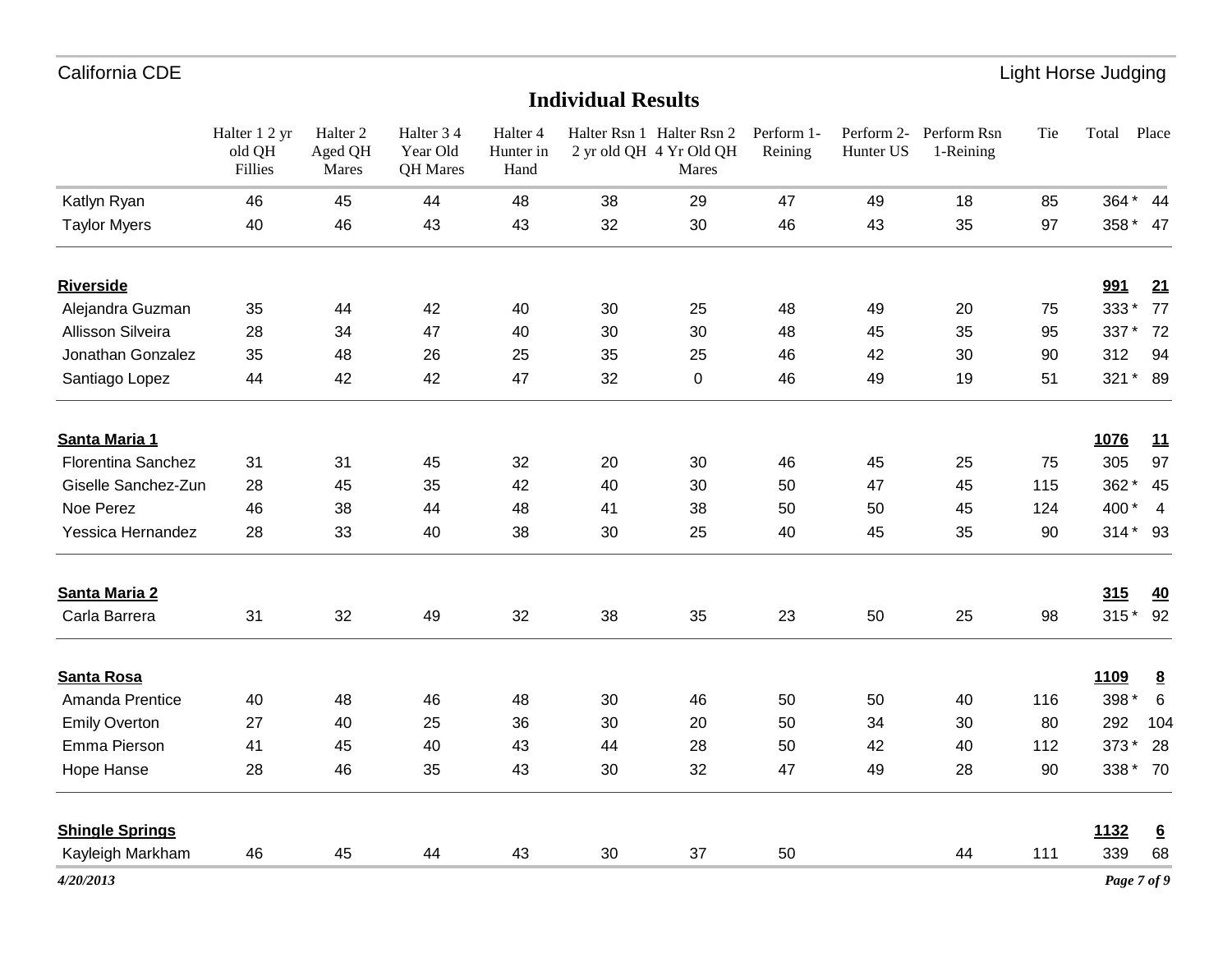California CDE — Light Horse Judging

## Individual Results

| | Halter 1 2 yr old QH Fillies | Halter 2 Aged QH Mares | Halter 3 4 Year Old QH Mares | Halter 4 Hunter in Hand | Halter Rsn 1 2 yr old QH | Halter Rsn 2 4 Yr Old QH Mares | Perform 1- Reining | Perform 2- Hunter US | Perform Rsn 1-Reining | Tie | Total | Place |
|---|---|---|---|---|---|---|---|---|---|---|---|---|
| Katlyn Ryan | 46 | 45 | 44 | 48 | 38 | 29 | 47 | 49 | 18 | 85 | 364 * | 44 |
| Taylor Myers | 40 | 46 | 43 | 43 | 32 | 30 | 46 | 43 | 35 | 97 | 358 * | 47 |
| **Riverside** | | | | | | | | | | | **991** | **21** |
| Alejandra Guzman | 35 | 44 | 42 | 40 | 30 | 25 | 48 | 49 | 20 | 75 | 333 * | 77 |
| Allisson Silveira | 28 | 34 | 47 | 40 | 30 | 30 | 48 | 45 | 35 | 95 | 337 * | 72 |
| Jonathan Gonzalez | 35 | 48 | 26 | 25 | 35 | 25 | 46 | 42 | 30 | 90 | 312 | 94 |
| Santiago Lopez | 44 | 42 | 42 | 47 | 32 | 0 | 46 | 49 | 19 | 51 | 321 * | 89 |
| **Santa Maria 1** | | | | | | | | | | | **1076** | **11** |
| Florentina Sanchez | 31 | 31 | 45 | 32 | 20 | 30 | 46 | 45 | 25 | 75 | 305 | 97 |
| Giselle Sanchez-Zun | 28 | 45 | 35 | 42 | 40 | 30 | 50 | 47 | 45 | 115 | 362 * | 45 |
| Noe Perez | 46 | 38 | 44 | 48 | 41 | 38 | 50 | 50 | 45 | 124 | 400 * | 4 |
| Yessica Hernandez | 28 | 33 | 40 | 38 | 30 | 25 | 40 | 45 | 35 | 90 | 314 * | 93 |
| **Santa Maria 2** | | | | | | | | | | | **315** | **40** |
| Carla Barrera | 31 | 32 | 49 | 32 | 38 | 35 | 23 | 50 | 25 | 98 | 315 * | 92 |
| **Santa Rosa** | | | | | | | | | | | **1109** | **8** |
| Amanda Prentice | 40 | 48 | 46 | 48 | 30 | 46 | 50 | 50 | 40 | 116 | 398 * | 6 |
| Emily Overton | 27 | 40 | 25 | 36 | 30 | 20 | 50 | 34 | 30 | 80 | 292 | 104 |
| Emma Pierson | 41 | 45 | 40 | 43 | 44 | 28 | 50 | 42 | 40 | 112 | 373 * | 28 |
| Hope Hanse | 28 | 46 | 35 | 43 | 30 | 32 | 47 | 49 | 28 | 90 | 338 * | 70 |
| **Shingle Springs** | | | | | | | | | | | **1132** | **6** |
| Kayleigh Markham | 46 | 45 | 44 | 43 | 30 | 37 | 50 | | 44 | 111 | 339 | 68 |

*4/20/2013*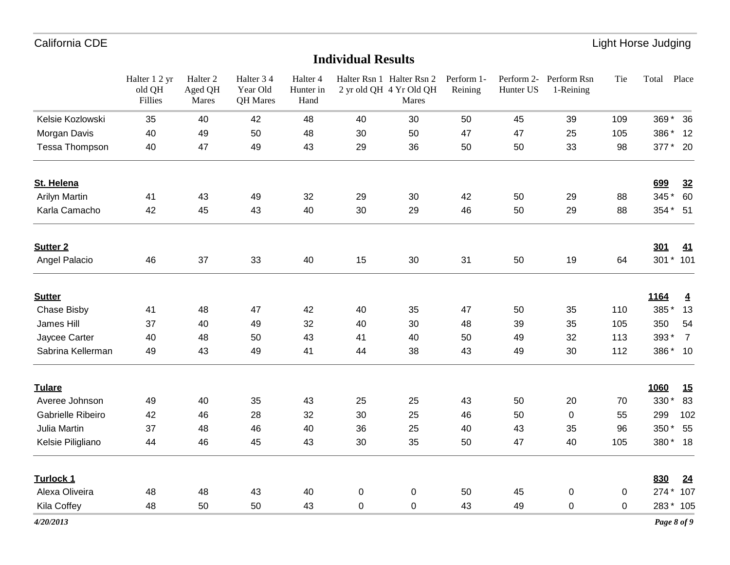## Individual Results

| | Halter 1 2 yr old QH Fillies | Halter 2 Aged QH Mares | Halter 3 4 Year Old QH Mares | Halter 4 Hunter in Hand | Halter Rsn 1 2 yr old QH | Halter Rsn 2 4 Yr Old QH Mares | Perform 1-Reining | Perform 2-Hunter US | Perform Rsn 1-Reining | Tie | Total | Place |
|---|---|---|---|---|---|---|---|---|---|---|---|---|
| Kelsie Kozlowski | 35 | 40 | 42 | 48 | 40 | 30 | 50 | 45 | 39 | 109 | 369 * | 36 |
| Morgan Davis | 40 | 49 | 50 | 48 | 30 | 50 | 47 | 47 | 25 | 105 | 386 * | 12 |
| Tessa Thompson | 40 | 47 | 49 | 43 | 29 | 36 | 50 | 50 | 33 | 98 | 377 * | 20 |
| **St. Helena** | | | | | | | | | | | **699** | **32** |
| Arilyn Martin | 41 | 43 | 49 | 32 | 29 | 30 | 42 | 50 | 29 | 88 | 345 * | 60 |
| Karla Camacho | 42 | 45 | 43 | 40 | 30 | 29 | 46 | 50 | 29 | 88 | 354 * | 51 |
| **Sutter 2** | | | | | | | | | | | **301** | **41** |
| Angel Palacio | 46 | 37 | 33 | 40 | 15 | 30 | 31 | 50 | 19 | 64 | 301 * | 101 |
| **Sutter** | | | | | | | | | | | **1164** | **4** |
| Chase Bisby | 41 | 48 | 47 | 42 | 40 | 35 | 47 | 50 | 35 | 110 | 385 * | 13 |
| James Hill | 37 | 40 | 49 | 32 | 40 | 30 | 48 | 39 | 35 | 105 | 350 | 54 |
| Jaycee Carter | 40 | 48 | 50 | 43 | 41 | 40 | 50 | 49 | 32 | 113 | 393 * | 7 |
| Sabrina Kellerman | 49 | 43 | 49 | 41 | 44 | 38 | 43 | 49 | 30 | 112 | 386 * | 10 |
| **Tulare** | | | | | | | | | | | **1060** | **15** |
| Averee Johnson | 49 | 40 | 35 | 43 | 25 | 25 | 43 | 50 | 20 | 70 | 330 * | 83 |
| Gabrielle Ribeiro | 42 | 46 | 28 | 32 | 30 | 25 | 46 | 50 | 0 | 55 | 299 | 102 |
| Julia Martin | 37 | 48 | 46 | 40 | 36 | 25 | 40 | 43 | 35 | 96 | 350 * | 55 |
| Kelsie Piligliano | 44 | 46 | 45 | 43 | 30 | 35 | 50 | 47 | 40 | 105 | 380 * | 18 |
| **Turlock 1** | | | | | | | | | | | **830** | **24** |
| Alexa Oliveira | 48 | 48 | 43 | 40 | 0 | 0 | 50 | 45 | 0 | 0 | 274 * | 107 |
| Kila Coffey | 48 | 50 | 50 | 43 | 0 | 0 | 43 | 49 | 0 | 0 | 283 * | 105 |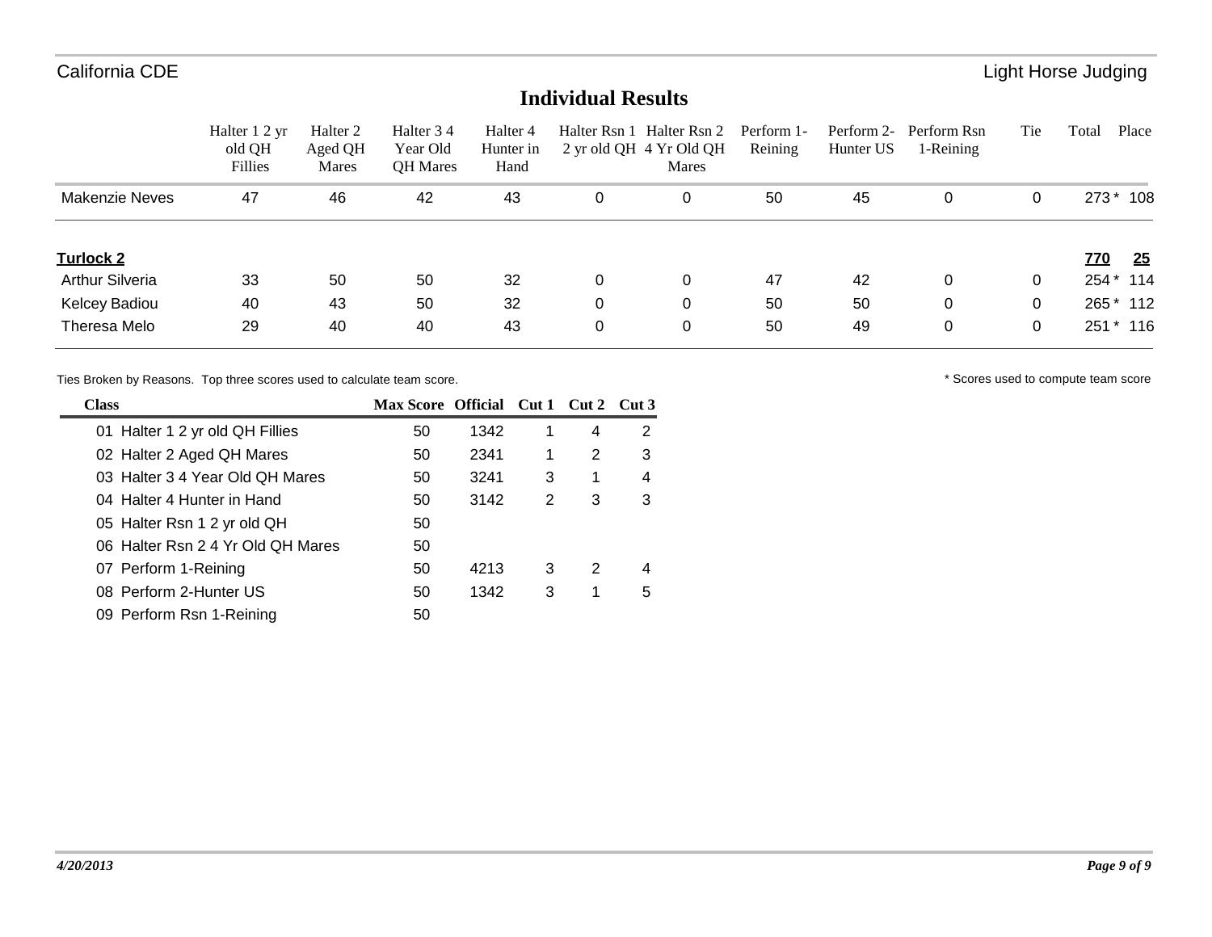## Individual Results

| | Halter 1 2 yr old QH Fillies | Halter 2 Aged QH Mares | Halter 3 4 Year Old QH Mares | Halter 4 Hunter in Hand | Halter Rsn 1 2 yr old QH | Halter Rsn 2 4 Yr Old QH Mares | Perform 1-Reining | Perform 2-Hunter US | Perform Rsn 1-Reining | Tie | Total | Place |
|---|---|---|---|---|---|---|---|---|---|---|---|---|
| Makenzie Neves | 47 | 46 | 42 | 43 | 0 | 0 | 50 | 45 | 0 | 0 | 273 * | 108 |
| **Turlock 2** | | | | | | | | | | | **770** | **25** |
| Arthur Silveria | 33 | 50 | 50 | 32 | 0 | 0 | 47 | 42 | 0 | 0 | 254 * | 114 |
| Kelcey Badiou | 40 | 43 | 50 | 32 | 0 | 0 | 50 | 50 | 0 | 0 | 265 * | 112 |
| Theresa Melo | 29 | 40 | 40 | 43 | 0 | 0 | 50 | 49 | 0 | 0 | 251 * | 116 |

Ties Broken by Reasons. Top three scores used to calculate team score.

* Scores used to compute team score

| Class | Max Score | Official | Cut 1 | Cut 2 | Cut 3 |
|---|---|---|---|---|---|
| 01 Halter 1 2 yr old QH Fillies | 50 | 1342 | 1 | 4 | 2 |
| 02 Halter 2 Aged QH Mares | 50 | 2341 | 1 | 2 | 3 |
| 03 Halter 3 4 Year Old QH Mares | 50 | 3241 | 3 | 1 | 4 |
| 04 Halter 4 Hunter in Hand | 50 | 3142 | 2 | 3 | 3 |
| 05 Halter Rsn 1 2 yr old QH | 50 | | | | |
| 06 Halter Rsn 2 4 Yr Old QH Mares | 50 | | | | |
| 07 Perform 1-Reining | 50 | 4213 | 3 | 2 | 4 |
| 08 Perform 2-Hunter US | 50 | 1342 | 3 | 1 | 5 |
| 09 Perform Rsn 1-Reining | 50 | | | | |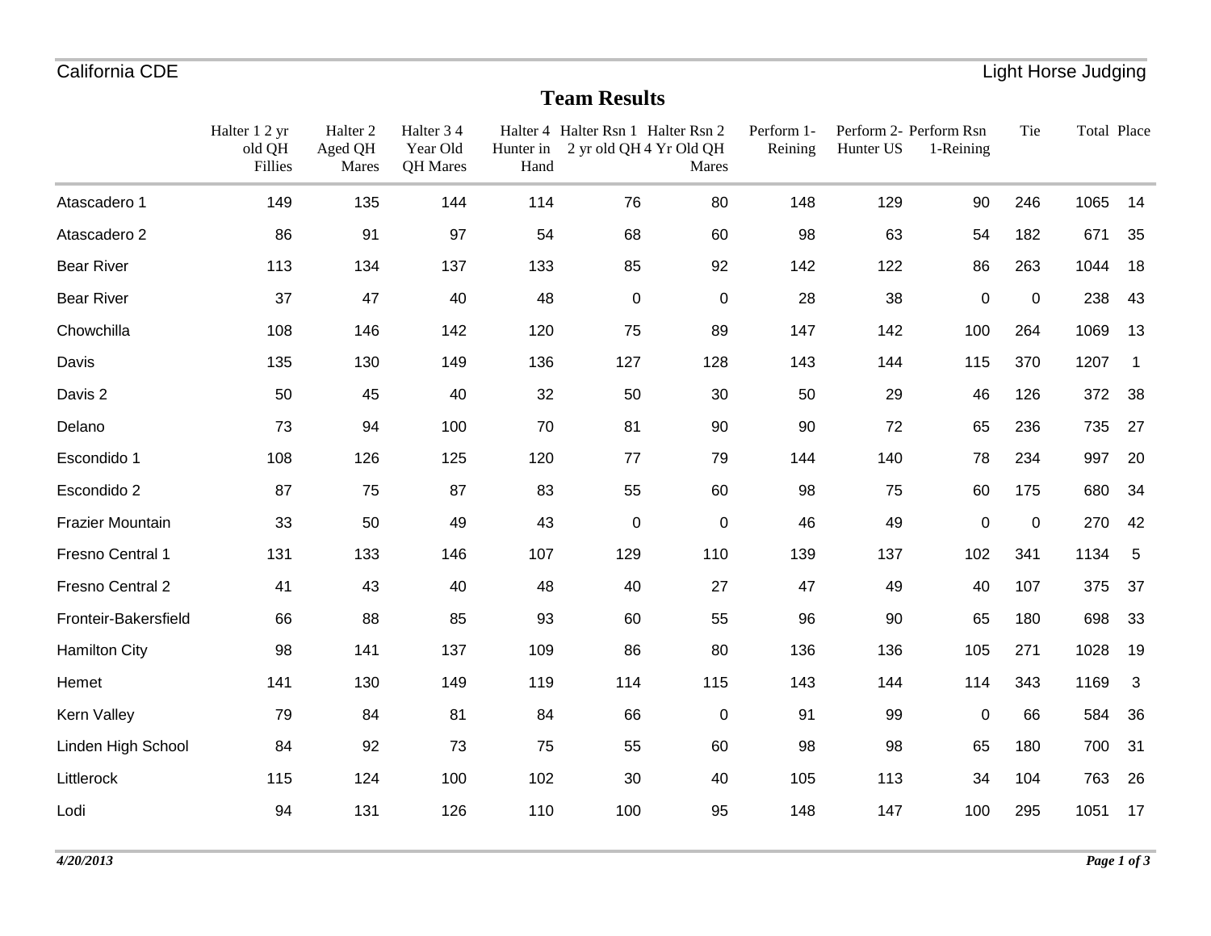California CDE — Light Horse Judging

# Team Results

| | Halter 1 2 yr old QH Fillies | Halter 2 Aged QH Mares | Halter 3 4 Year Old QH Mares | Halter 4 Hunter in Hand | Halter Rsn 1 2 yr old QH | Halter Rsn 2 4 Yr Old QH Mares | Perform 1- Reining | Perform 2- Hunter US | Perform Rsn 1-Reining | Tie | Total | Place |
|---|---|---|---|---|---|---|---|---|---|---|---|---|
| Atascadero 1 | 149 | 135 | 144 | 114 | 76 | 80 | 148 | 129 | 90 | 246 | 1065 | 14 |
| Atascadero 2 | 86 | 91 | 97 | 54 | 68 | 60 | 98 | 63 | 54 | 182 | 671 | 35 |
| Bear River | 113 | 134 | 137 | 133 | 85 | 92 | 142 | 122 | 86 | 263 | 1044 | 18 |
| Bear River | 37 | 47 | 40 | 48 | 0 | 0 | 28 | 38 | 0 | 0 | 238 | 43 |
| Chowchilla | 108 | 146 | 142 | 120 | 75 | 89 | 147 | 142 | 100 | 264 | 1069 | 13 |
| Davis | 135 | 130 | 149 | 136 | 127 | 128 | 143 | 144 | 115 | 370 | 1207 | 1 |
| Davis 2 | 50 | 45 | 40 | 32 | 50 | 30 | 50 | 29 | 46 | 126 | 372 | 38 |
| Delano | 73 | 94 | 100 | 70 | 81 | 90 | 90 | 72 | 65 | 236 | 735 | 27 |
| Escondido 1 | 108 | 126 | 125 | 120 | 77 | 79 | 144 | 140 | 78 | 234 | 997 | 20 |
| Escondido 2 | 87 | 75 | 87 | 83 | 55 | 60 | 98 | 75 | 60 | 175 | 680 | 34 |
| Frazier Mountain | 33 | 50 | 49 | 43 | 0 | 0 | 46 | 49 | 0 | 0 | 270 | 42 |
| Fresno Central 1 | 131 | 133 | 146 | 107 | 129 | 110 | 139 | 137 | 102 | 341 | 1134 | 5 |
| Fresno Central 2 | 41 | 43 | 40 | 48 | 40 | 27 | 47 | 49 | 40 | 107 | 375 | 37 |
| Fronteir-Bakersfield | 66 | 88 | 85 | 93 | 60 | 55 | 96 | 90 | 65 | 180 | 698 | 33 |
| Hamilton City | 98 | 141 | 137 | 109 | 86 | 80 | 136 | 136 | 105 | 271 | 1028 | 19 |
| Hemet | 141 | 130 | 149 | 119 | 114 | 115 | 143 | 144 | 114 | 343 | 1169 | 3 |
| Kern Valley | 79 | 84 | 81 | 84 | 66 | 0 | 91 | 99 | 0 | 66 | 584 | 36 |
| Linden High School | 84 | 92 | 73 | 75 | 55 | 60 | 98 | 98 | 65 | 180 | 700 | 31 |
| Littlerock | 115 | 124 | 100 | 102 | 30 | 40 | 105 | 113 | 34 | 104 | 763 | 26 |
| Lodi | 94 | 131 | 126 | 110 | 100 | 95 | 148 | 147 | 100 | 295 | 1051 | 17 |

*4/20/2013*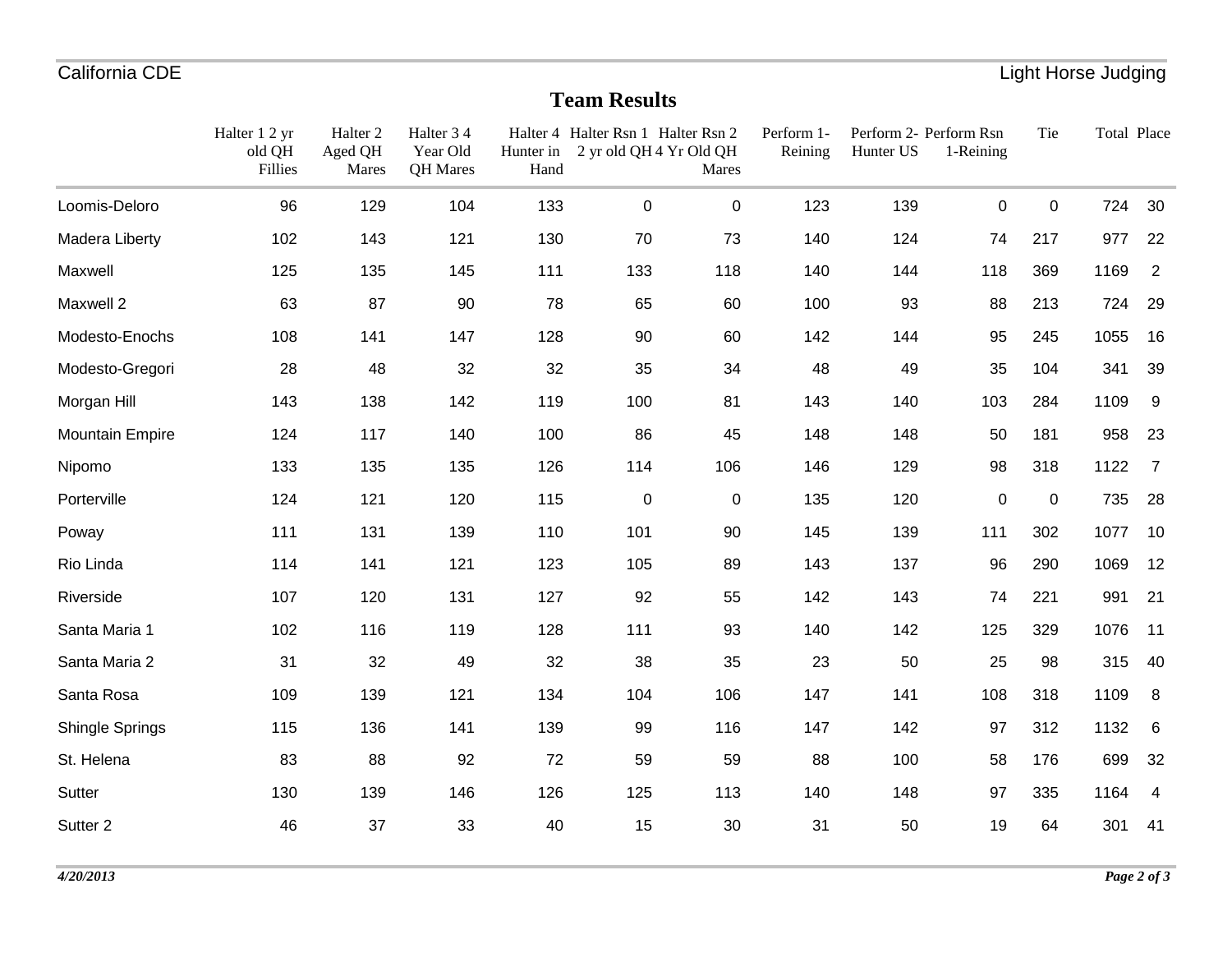## Team Results

| | Halter 1 2 yr old QH Fillies | Halter 2 Aged QH Mares | Halter 3 4 Year Old QH Mares | Halter 4 Hunter in Hand | Halter Rsn 1 2 yr old QH | Halter Rsn 2 4 Yr Old QH Mares | Perform 1- Reining | Perform 2- Hunter US | Perform Rsn 1-Reining | Tie | Total | Place |
|---|---|---|---|---|---|---|---|---|---|---|---|---|
| Loomis-Deloro | 96 | 129 | 104 | 133 | 0 | 0 | 123 | 139 | 0 | 0 | 724 | 30 |
| Madera Liberty | 102 | 143 | 121 | 130 | 70 | 73 | 140 | 124 | 74 | 217 | 977 | 22 |
| Maxwell | 125 | 135 | 145 | 111 | 133 | 118 | 140 | 144 | 118 | 369 | 1169 | 2 |
| Maxwell 2 | 63 | 87 | 90 | 78 | 65 | 60 | 100 | 93 | 88 | 213 | 724 | 29 |
| Modesto-Enochs | 108 | 141 | 147 | 128 | 90 | 60 | 142 | 144 | 95 | 245 | 1055 | 16 |
| Modesto-Gregori | 28 | 48 | 32 | 32 | 35 | 34 | 48 | 49 | 35 | 104 | 341 | 39 |
| Morgan Hill | 143 | 138 | 142 | 119 | 100 | 81 | 143 | 140 | 103 | 284 | 1109 | 9 |
| Mountain Empire | 124 | 117 | 140 | 100 | 86 | 45 | 148 | 148 | 50 | 181 | 958 | 23 |
| Nipomo | 133 | 135 | 135 | 126 | 114 | 106 | 146 | 129 | 98 | 318 | 1122 | 7 |
| Porterville | 124 | 121 | 120 | 115 | 0 | 0 | 135 | 120 | 0 | 0 | 735 | 28 |
| Poway | 111 | 131 | 139 | 110 | 101 | 90 | 145 | 139 | 111 | 302 | 1077 | 10 |
| Rio Linda | 114 | 141 | 121 | 123 | 105 | 89 | 143 | 137 | 96 | 290 | 1069 | 12 |
| Riverside | 107 | 120 | 131 | 127 | 92 | 55 | 142 | 143 | 74 | 221 | 991 | 21 |
| Santa Maria 1 | 102 | 116 | 119 | 128 | 111 | 93 | 140 | 142 | 125 | 329 | 1076 | 11 |
| Santa Maria 2 | 31 | 32 | 49 | 32 | 38 | 35 | 23 | 50 | 25 | 98 | 315 | 40 |
| Santa Rosa | 109 | 139 | 121 | 134 | 104 | 106 | 147 | 141 | 108 | 318 | 1109 | 8 |
| Shingle Springs | 115 | 136 | 141 | 139 | 99 | 116 | 147 | 142 | 97 | 312 | 1132 | 6 |
| St. Helena | 83 | 88 | 92 | 72 | 59 | 59 | 88 | 100 | 58 | 176 | 699 | 32 |
| Sutter | 130 | 139 | 146 | 126 | 125 | 113 | 140 | 148 | 97 | 335 | 1164 | 4 |
| Sutter 2 | 46 | 37 | 33 | 40 | 15 | 30 | 31 | 50 | 19 | 64 | 301 | 41 |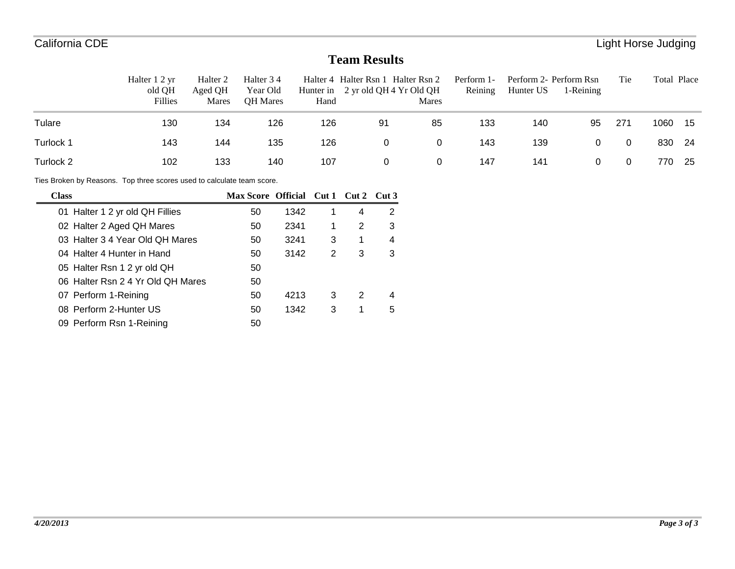California CDE | Light Horse Judging

# Team Results

| | Halter 1 2 yr old QH Fillies | Halter 2 Aged QH Mares | Halter 3 4 Year Old QH Mares | Halter 4 Hunter in Hand | Halter Rsn 1 2 yr old QH | Halter Rsn 2 4 Yr Old QH Mares | Perform 1-Reining | Perform 2-Hunter US | Perform Rsn 1-Reining | Tie | Total | Place |
|---|---|---|---|---|---|---|---|---|---|---|---|---|
| Tulare | 130 | 134 | 126 | 126 | 91 | 85 | 133 | 140 | 95 | 271 | 1060 | 15 |
| Turlock 1 | 143 | 144 | 135 | 126 | 0 | 0 | 143 | 139 | 0 | 0 | 830 | 24 |
| Turlock 2 | 102 | 133 | 140 | 107 | 0 | 0 | 147 | 141 | 0 | 0 | 770 | 25 |

Ties Broken by Reasons. Top three scores used to calculate team score.

| Class | Max Score | Official | Cut 1 | Cut 2 | Cut 3 |
|---|---|---|---|---|---|
| 01 Halter 1 2 yr old QH Fillies | 50 | 1342 | 1 | 4 | 2 |
| 02 Halter 2 Aged QH Mares | 50 | 2341 | 1 | 2 | 3 |
| 03 Halter 3 4 Year Old QH Mares | 50 | 3241 | 3 | 1 | 4 |
| 04 Halter 4 Hunter in Hand | 50 | 3142 | 2 | 3 | 3 |
| 05 Halter Rsn 1 2 yr old QH | 50 | | | | |
| 06 Halter Rsn 2 4 Yr Old QH Mares | 50 | | | | |
| 07 Perform 1-Reining | 50 | 4213 | 3 | 2 | 4 |
| 08 Perform 2-Hunter US | 50 | 1342 | 3 | 1 | 5 |
| 09 Perform Rsn 1-Reining | 50 | | | | |

*4/20/2013*